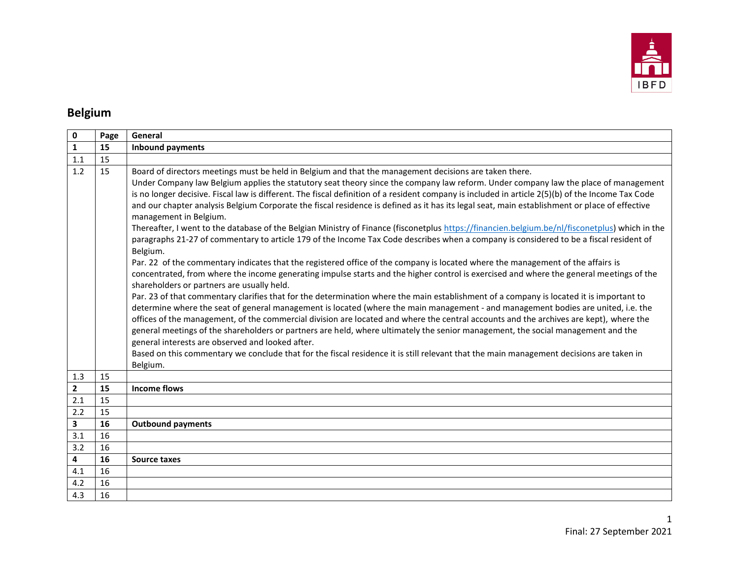## Belgium

| 0 | Page | General |
|---|---|---|
| **1** | **15** | **Inbound payments** |
| 1.1 | 15 | |
| 1.2 | 15 | Board of directors meetings must be held in Belgium and that the management decisions are taken there.<br>Under Company law Belgium applies the statutory seat theory since the company law reform. Under company law the place of management is no longer decisive. Fiscal law is different. The fiscal definition of a resident company is included in article 2(5)(b) of the Income Tax Code and our chapter analysis Belgium Corporate the fiscal residence is defined as it has its legal seat, main establishment or place of effective management in Belgium.<br>Thereafter, I went to the database of the Belgian Ministry of Finance (fisconetplus https://financien.belgium.be/nl/fisconetplus) which in the paragraphs 21-27 of commentary to article 179 of the Income Tax Code describes when a company is considered to be a fiscal resident of Belgium.<br>Par. 22 of the commentary indicates that the registered office of the company is located where the management of the affairs is concentrated, from where the income generating impulse starts and the higher control is exercised and where the general meetings of the shareholders or partners are usually held.<br>Par. 23 of that commentary clarifies that for the determination where the main establishment of a company is located it is important to determine where the seat of general management is located (where the main management - and management bodies are united, i.e. the offices of the management, of the commercial division are located and where the central accounts and the archives are kept), where the general meetings of the shareholders or partners are held, where ultimately the senior management, the social management and the general interests are observed and looked after.<br>Based on this commentary we conclude that for the fiscal residence it is still relevant that the main management decisions are taken in Belgium. |
| 1.3 | 15 | |
| **2** | **15** | **Income flows** |
| 2.1 | 15 | |
| 2.2 | 15 | |
| **3** | **16** | **Outbound payments** |
| 3.1 | 16 | |
| 3.2 | 16 | |
| **4** | **16** | **Source taxes** |
| 4.1 | 16 | |
| 4.2 | 16 | |
| 4.3 | 16 | |

Final: 27 September 2021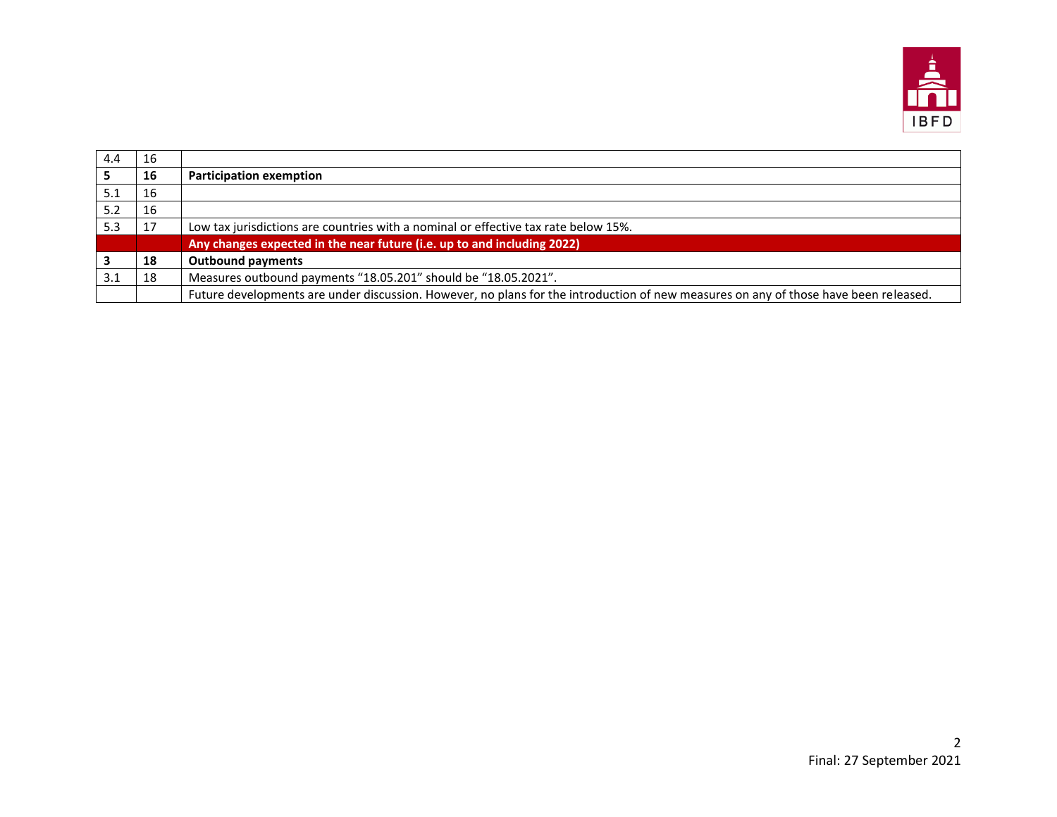| 4.4 | 16 | |
|---|---|---|
| **5** | **16** | **Participation exemption** |
| 5.1 | 16 | |
| 5.2 | 16 | |
| 5.3 | 17 | Low tax jurisdictions are countries with a nominal or effective tax rate below 15%. |
| | | **Any changes expected in the near future (i.e. up to and including 2022)** |
| **3** | **18** | **Outbound payments** |
| 3.1 | 18 | Measures outbound payments “18.05.201” should be “18.05.2021”. |
| | | Future developments are under discussion. However, no plans for the introduction of new measures on any of those have been released. |

Final: 27 September 2021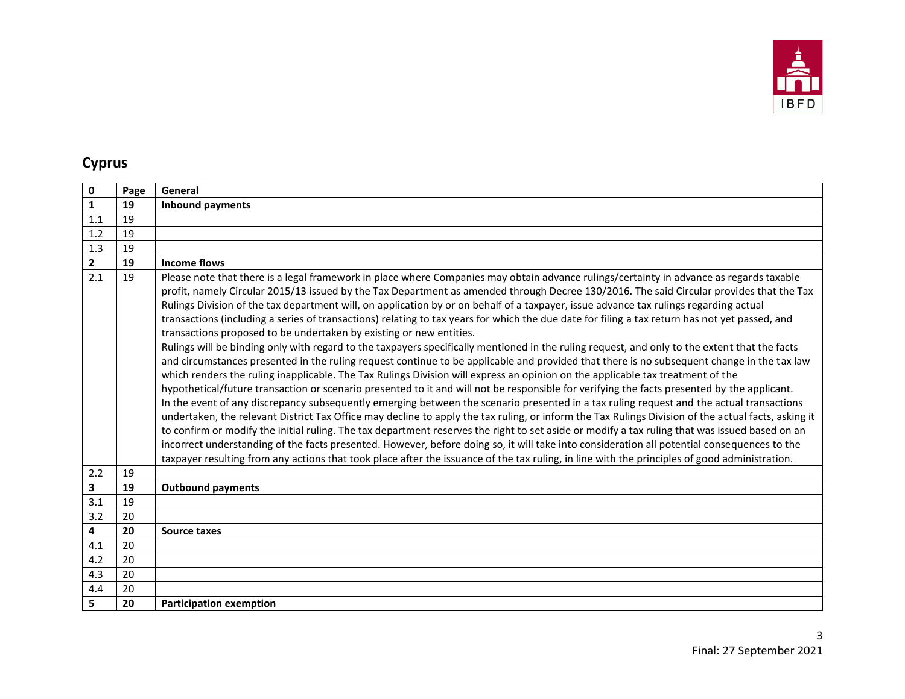## Cyprus

| 0 | Page | General |
|---|---|---|
| **1** | **19** | **Inbound payments** |
| 1.1 | 19 | |
| 1.2 | 19 | |
| 1.3 | 19 | |
| **2** | **19** | **Income flows** |
| 2.1 | 19 | Please note that there is a legal framework in place where Companies may obtain advance rulings/certainty in advance as regards taxable profit, namely Circular 2015/13 issued by the Tax Department as amended through Decree 130/2016. The said Circular provides that the Tax Rulings Division of the tax department will, on application by or on behalf of a taxpayer, issue advance tax rulings regarding actual transactions (including a series of transactions) relating to tax years for which the due date for filing a tax return has not yet passed, and transactions proposed to be undertaken by existing or new entities.<br>Rulings will be binding only with regard to the taxpayers specifically mentioned in the ruling request, and only to the extent that the facts and circumstances presented in the ruling request continue to be applicable and provided that there is no subsequent change in the tax law which renders the ruling inapplicable. The Tax Rulings Division will express an opinion on the applicable tax treatment of the hypothetical/future transaction or scenario presented to it and will not be responsible for verifying the facts presented by the applicant.<br>In the event of any discrepancy subsequently emerging between the scenario presented in a tax ruling request and the actual transactions undertaken, the relevant District Tax Office may decline to apply the tax ruling, or inform the Tax Rulings Division of the actual facts, asking it to confirm or modify the initial ruling. The tax department reserves the right to set aside or modify a tax ruling that was issued based on an incorrect understanding of the facts presented. However, before doing so, it will take into consideration all potential consequences to the taxpayer resulting from any actions that took place after the issuance of the tax ruling, in line with the principles of good administration. |
| 2.2 | 19 | |
| **3** | **19** | **Outbound payments** |
| 3.1 | 19 | |
| 3.2 | 20 | |
| **4** | **20** | **Source taxes** |
| 4.1 | 20 | |
| 4.2 | 20 | |
| 4.3 | 20 | |
| 4.4 | 20 | |
| **5** | **20** | **Participation exemption** |

Final: 27 September 2021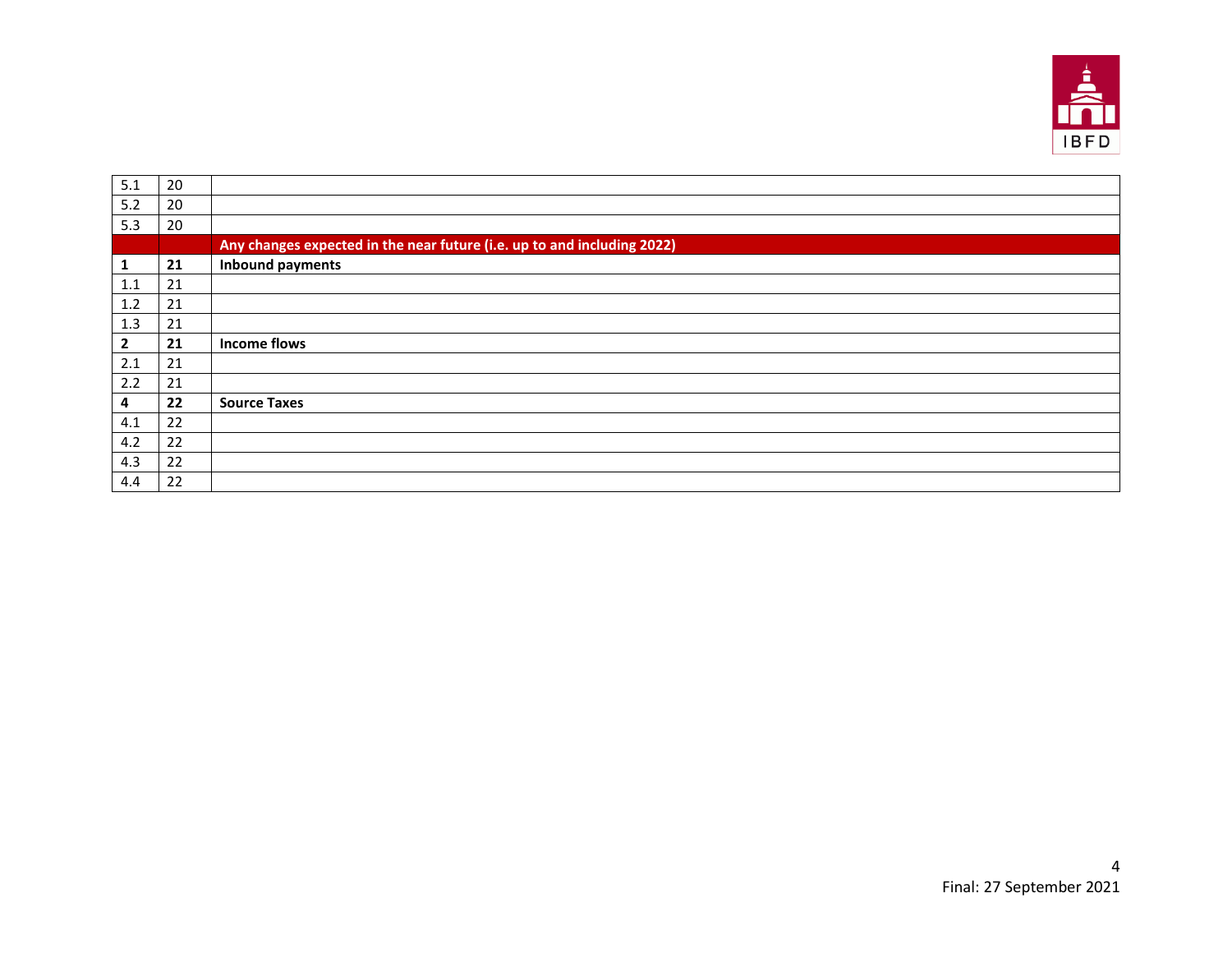| | | |
|---|---|---|
| 5.1 | 20 | |
| 5.2 | 20 | |
| 5.3 | 20 | |
| | | **Any changes expected in the near future (i.e. up to and including 2022)** |
| **1** | **21** | **Inbound payments** |
| 1.1 | 21 | |
| 1.2 | 21 | |
| 1.3 | 21 | |
| **2** | **21** | **Income flows** |
| 2.1 | 21 | |
| 2.2 | 21 | |
| **4** | **22** | **Source Taxes** |
| 4.1 | 22 | |
| 4.2 | 22 | |
| 4.3 | 22 | |
| 4.4 | 22 | |

Final: 27 September 2021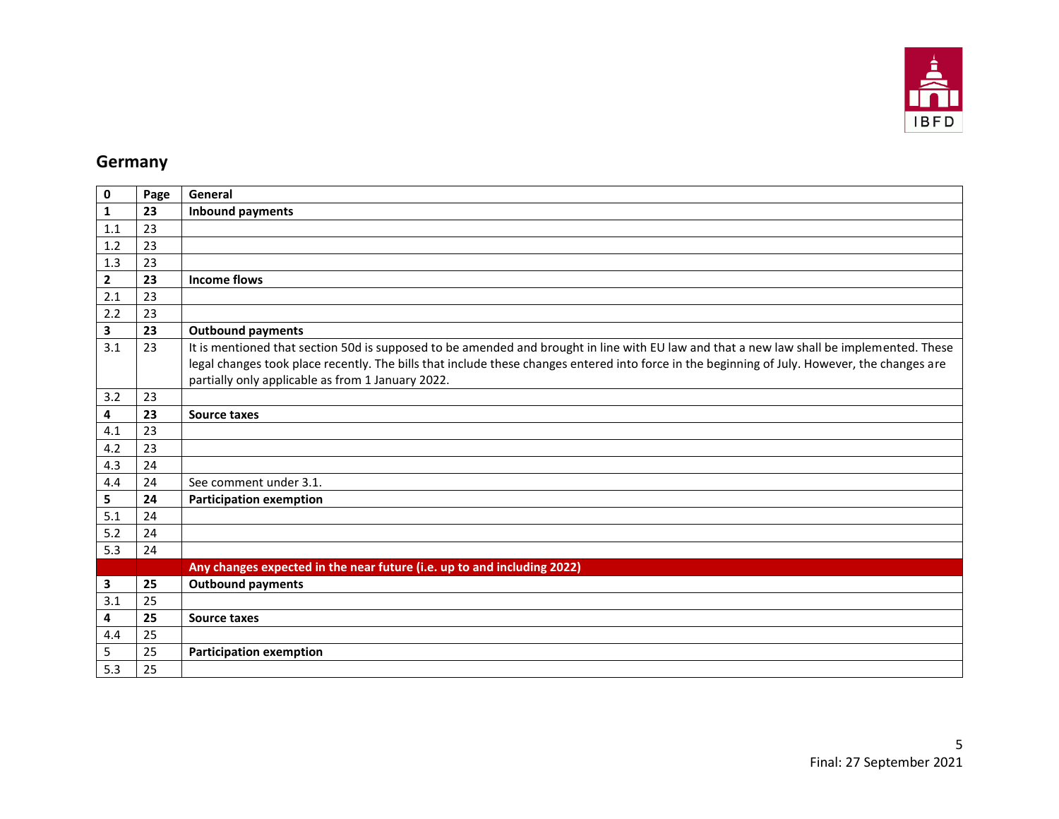## Germany

| 0 | Page | General |
|---|---|---|
| **1** | **23** | **Inbound payments** |
| 1.1 | 23 | |
| 1.2 | 23 | |
| 1.3 | 23 | |
| **2** | **23** | **Income flows** |
| 2.1 | 23 | |
| 2.2 | 23 | |
| **3** | **23** | **Outbound payments** |
| 3.1 | 23 | It is mentioned that section 50d is supposed to be amended and brought in line with EU law and that a new law shall be implemented. These legal changes took place recently. The bills that include these changes entered into force in the beginning of July. However, the changes are partially only applicable as from 1 January 2022. |
| 3.2 | 23 | |
| **4** | **23** | **Source taxes** |
| 4.1 | 23 | |
| 4.2 | 23 | |
| 4.3 | 24 | |
| 4.4 | 24 | See comment under 3.1. |
| **5** | **24** | **Participation exemption** |
| 5.1 | 24 | |
| 5.2 | 24 | |
| 5.3 | 24 | |
| | | **Any changes expected in the near future (i.e. up to and including 2022)** |
| **3** | **25** | **Outbound payments** |
| 3.1 | 25 | |
| **4** | **25** | **Source taxes** |
| 4.4 | 25 | |
| 5 | 25 | **Participation exemption** |
| 5.3 | 25 | |

Final: 27 September 2021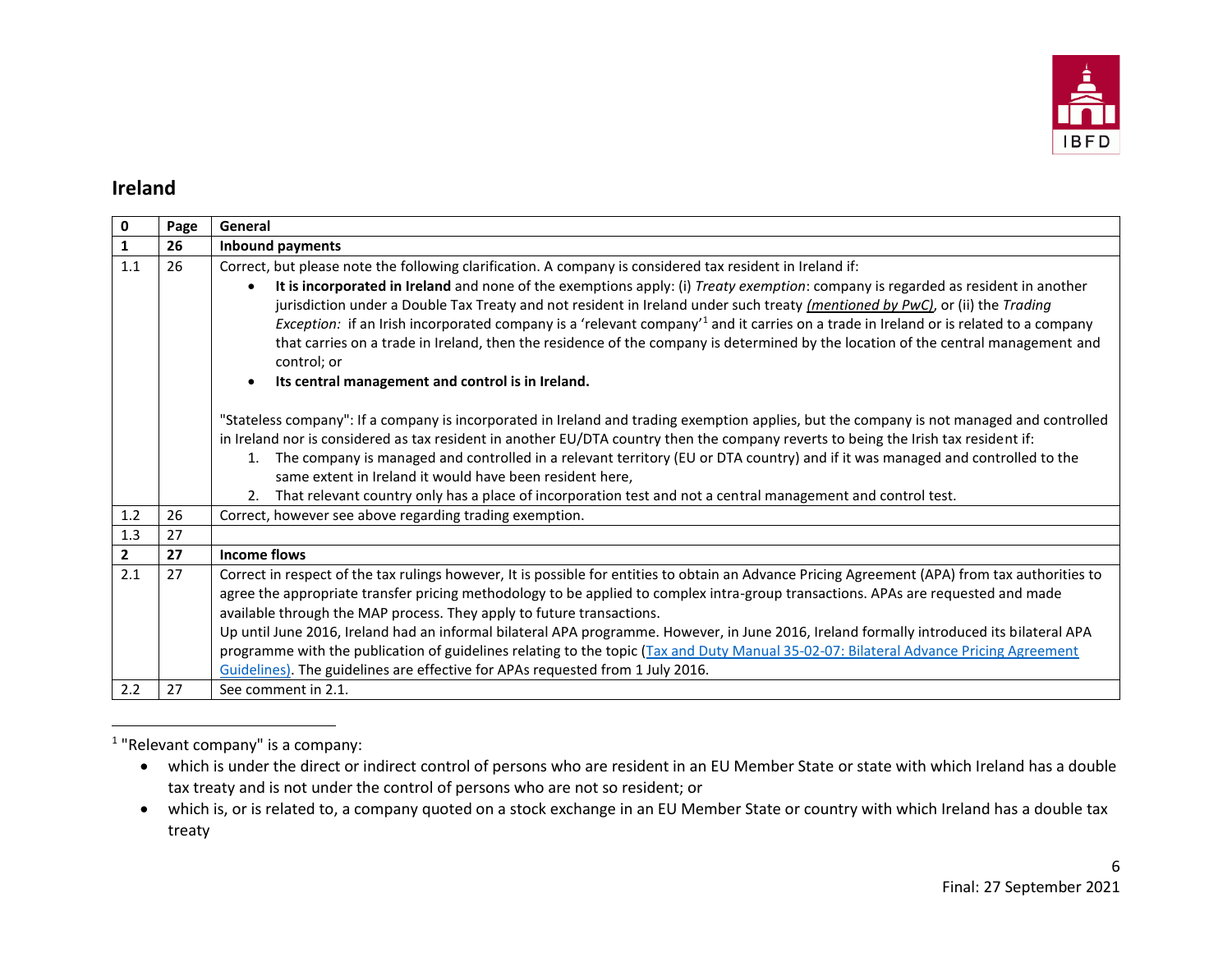## Ireland

| 0 | Page | General |
|---|---|---|
| **1** | **26** | **Inbound payments** |
| 1.1 | 26 | Correct, but please note the following clarification. A company is considered tax resident in Ireland if: <br>• **It is incorporated in Ireland** and none of the exemptions apply: (i) *Treaty exemption*: company is regarded as resident in another jurisdiction under a Double Tax Treaty and not resident in Ireland under such treaty ***(mentioned by PwC)***, or (ii) the *Trading Exception:* if an Irish incorporated company is a 'relevant company'[1] and it carries on a trade in Ireland or is related to a company that carries on a trade in Ireland, then the residence of the company is determined by the location of the central management and control; or <br>• **Its central management and control is in Ireland.** <br><br>"Stateless company": If a company is incorporated in Ireland and trading exemption applies, but the company is not managed and controlled in Ireland nor is considered as tax resident in another EU/DTA country then the company reverts to being the Irish tax resident if: <br>1. The company is managed and controlled in a relevant territory (EU or DTA country) and if it was managed and controlled to the same extent in Ireland it would have been resident here, <br>2. That relevant country only has a place of incorporation test and not a central management and control test. |
| 1.2 | 26 | Correct, however see above regarding trading exemption. |
| 1.3 | 27 | |
| **2** | **27** | **Income flows** |
| 2.1 | 27 | Correct in respect of the tax rulings however, It is possible for entities to obtain an Advance Pricing Agreement (APA) from tax authorities to agree the appropriate transfer pricing methodology to be applied to complex intra-group transactions. APAs are requested and made available through the MAP process. They apply to future transactions. <br>Up until June 2016, Ireland had an informal bilateral APA programme. However, in June 2016, Ireland formally introduced its bilateral APA programme with the publication of guidelines relating to the topic (Tax and Duty Manual 35-02-07: Bilateral Advance Pricing Agreement Guidelines). The guidelines are effective for APAs requested from 1 July 2016. |
| 2.2 | 27 | See comment in 2.1. |

[1] "Relevant company" is a company:

- which is under the direct or indirect control of persons who are resident in an EU Member State or state with which Ireland has a double tax treaty and is not under the control of persons who are not so resident; or
- which is, or is related to, a company quoted on a stock exchange in an EU Member State or country with which Ireland has a double tax treaty

Final: 27 September 2021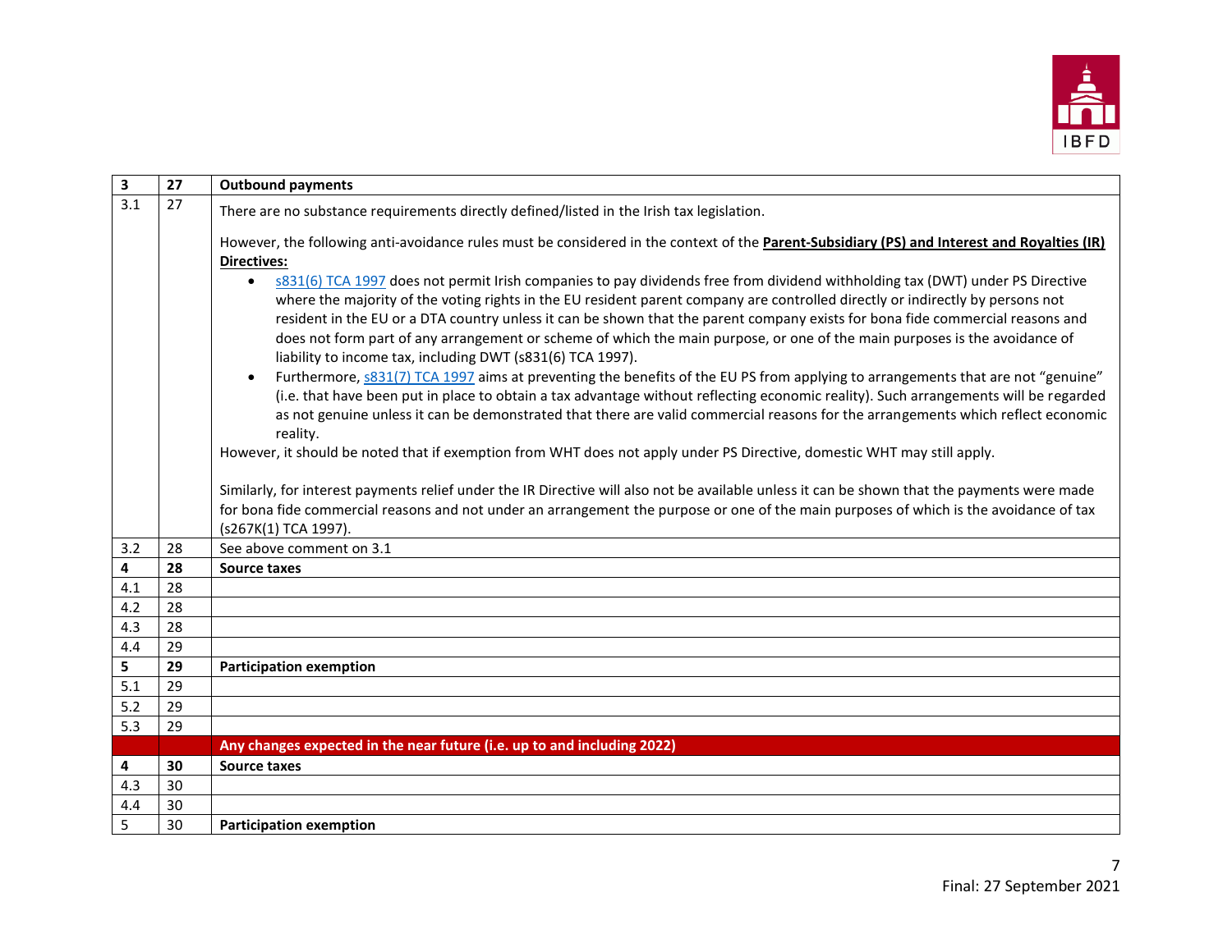| 3 | 27 | **Outbound payments** |
|---|---|---|
| 3.1 | 27 | There are no substance requirements directly defined/listed in the Irish tax legislation.<br><br>However, the following anti-avoidance rules must be considered in the context of the **Parent-Subsidiary (PS) and Interest and Royalties (IR) Directives:**<br>• s831(6) TCA 1997 does not permit Irish companies to pay dividends free from dividend withholding tax (DWT) under PS Directive where the majority of the voting rights in the EU resident parent company are controlled directly or indirectly by persons not resident in the EU or a DTA country unless it can be shown that the parent company exists for bona fide commercial reasons and does not form part of any arrangement or scheme of which the main purpose, or one of the main purposes is the avoidance of liability to income tax, including DWT (s831(6) TCA 1997).<br>• Furthermore, s831(7) TCA 1997 aims at preventing the benefits of the EU PS from applying to arrangements that are not "genuine" (i.e. that have been put in place to obtain a tax advantage without reflecting economic reality). Such arrangements will be regarded as not genuine unless it can be demonstrated that there are valid commercial reasons for the arrangements which reflect economic reality.<br><br>However, it should be noted that if exemption from WHT does not apply under PS Directive, domestic WHT may still apply.<br><br>Similarly, for interest payments relief under the IR Directive will also not be available unless it can be shown that the payments were made for bona fide commercial reasons and not under an arrangement the purpose or one of the main purposes of which is the avoidance of tax (s267K(1) TCA 1997). |
| 3.2 | 28 | See above comment on 3.1 |
| **4** | **28** | **Source taxes** |
| 4.1 | 28 | |
| 4.2 | 28 | |
| 4.3 | 28 | |
| 4.4 | 29 | |
| **5** | **29** | **Participation exemption** |
| 5.1 | 29 | |
| 5.2 | 29 | |
| 5.3 | 29 | |
| | | **Any changes expected in the near future (i.e. up to and including 2022)** |
| **4** | **30** | **Source taxes** |
| 4.3 | 30 | |
| 4.4 | 30 | |
| 5 | 30 | **Participation exemption** |

Final: 27 September 2021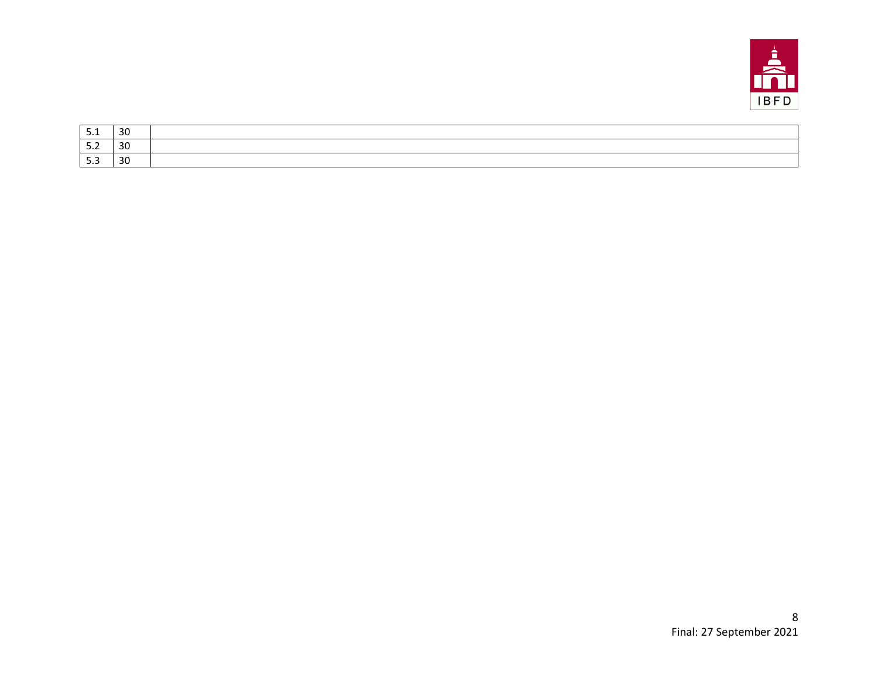| 5.1 | 30 | |
|---|---|---|
| 5.2 | 30 | |
| 5.3 | 30 | |

Final: 27 September 2021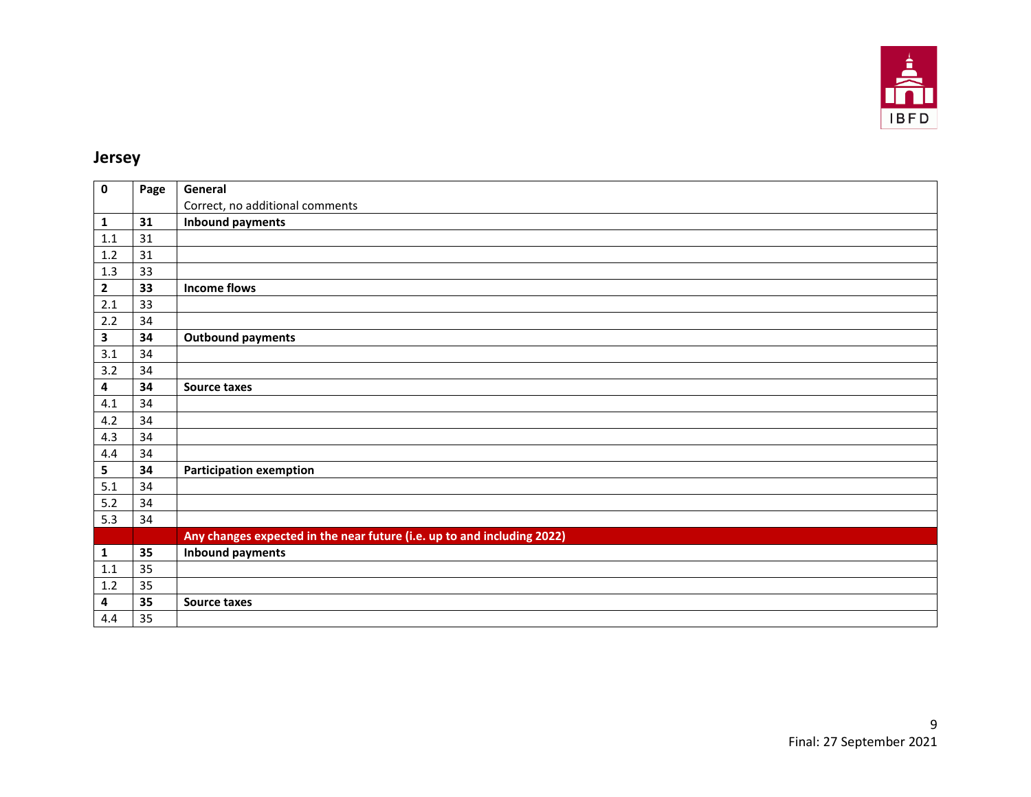## Jersey

| 0 | Page | General |
|---|---|---|
| | | Correct, no additional comments |
| **1** | **31** | **Inbound payments** |
| 1.1 | 31 | |
| 1.2 | 31 | |
| 1.3 | 33 | |
| **2** | **33** | **Income flows** |
| 2.1 | 33 | |
| 2.2 | 34 | |
| **3** | **34** | **Outbound payments** |
| 3.1 | 34 | |
| 3.2 | 34 | |
| **4** | **34** | **Source taxes** |
| 4.1 | 34 | |
| 4.2 | 34 | |
| 4.3 | 34 | |
| 4.4 | 34 | |
| **5** | **34** | **Participation exemption** |
| 5.1 | 34 | |
| 5.2 | 34 | |
| 5.3 | 34 | |
| | | **Any changes expected in the near future (i.e. up to and including 2022)** |
| **1** | **35** | **Inbound payments** |
| 1.1 | 35 | |
| 1.2 | 35 | |
| **4** | **35** | **Source taxes** |
| 4.4 | 35 | |

Final: 27 September 2021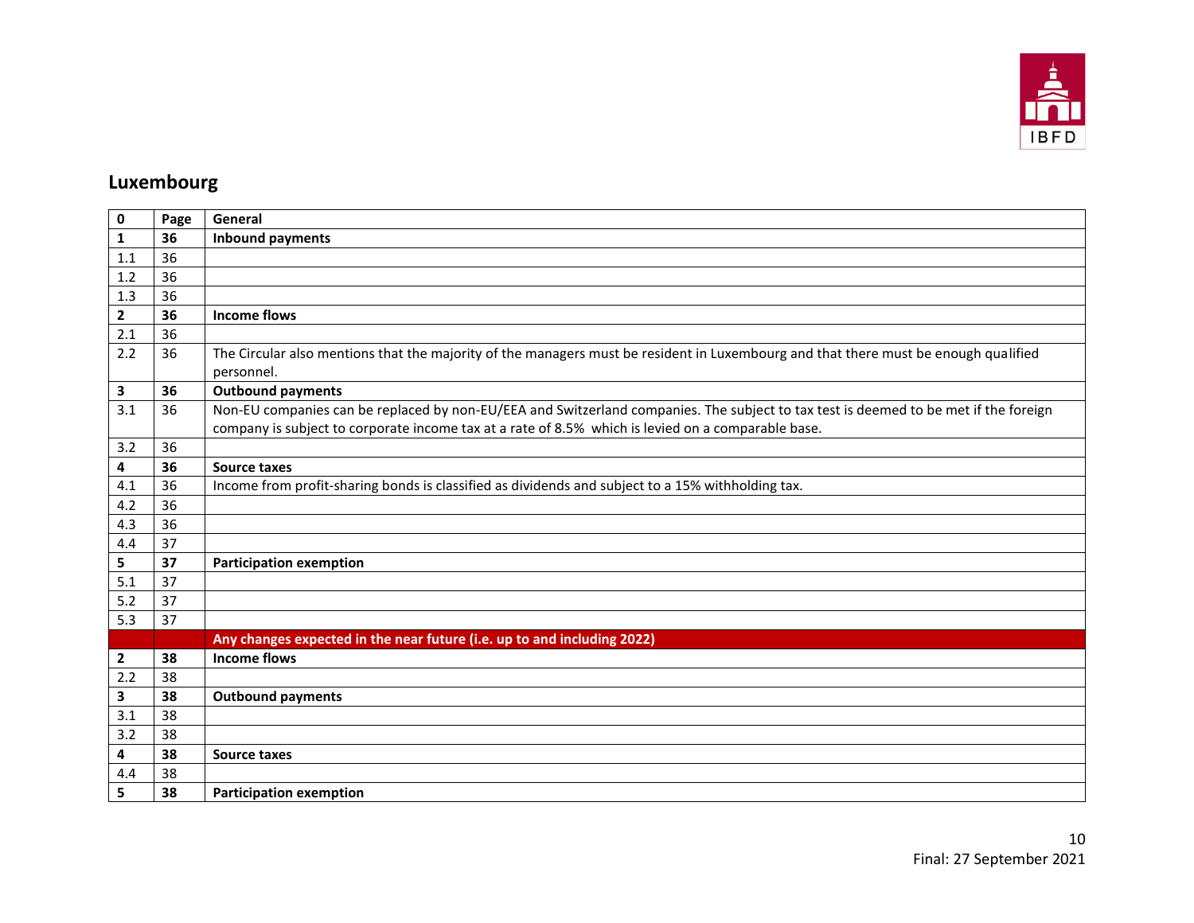## Luxembourg

| 0 | Page | General |
|---|---|---|
| **1** | **36** | **Inbound payments** |
| 1.1 | 36 | |
| 1.2 | 36 | |
| 1.3 | 36 | |
| **2** | **36** | **Income flows** |
| 2.1 | 36 | |
| 2.2 | 36 | The Circular also mentions that the majority of the managers must be resident in Luxembourg and that there must be enough qualified personnel. |
| **3** | **36** | **Outbound payments** |
| 3.1 | 36 | Non-EU companies can be replaced by non-EU/EEA and Switzerland companies. The subject to tax test is deemed to be met if the foreign company is subject to corporate income tax at a rate of 8.5%  which is levied on a comparable base. |
| 3.2 | 36 | |
| **4** | **36** | **Source taxes** |
| 4.1 | 36 | Income from profit-sharing bonds is classified as dividends and subject to a 15% withholding tax. |
| 4.2 | 36 | |
| 4.3 | 36 | |
| 4.4 | 37 | |
| **5** | **37** | **Participation exemption** |
| 5.1 | 37 | |
| 5.2 | 37 | |
| 5.3 | 37 | |
| | | **Any changes expected in the near future (i.e. up to and including 2022)** |
| **2** | **38** | **Income flows** |
| 2.2 | 38 | |
| **3** | **38** | **Outbound payments** |
| 3.1 | 38 | |
| 3.2 | 38 | |
| **4** | **38** | **Source taxes** |
| 4.4 | 38 | |
| **5** | **38** | **Participation exemption** |

Final: 27 September 2021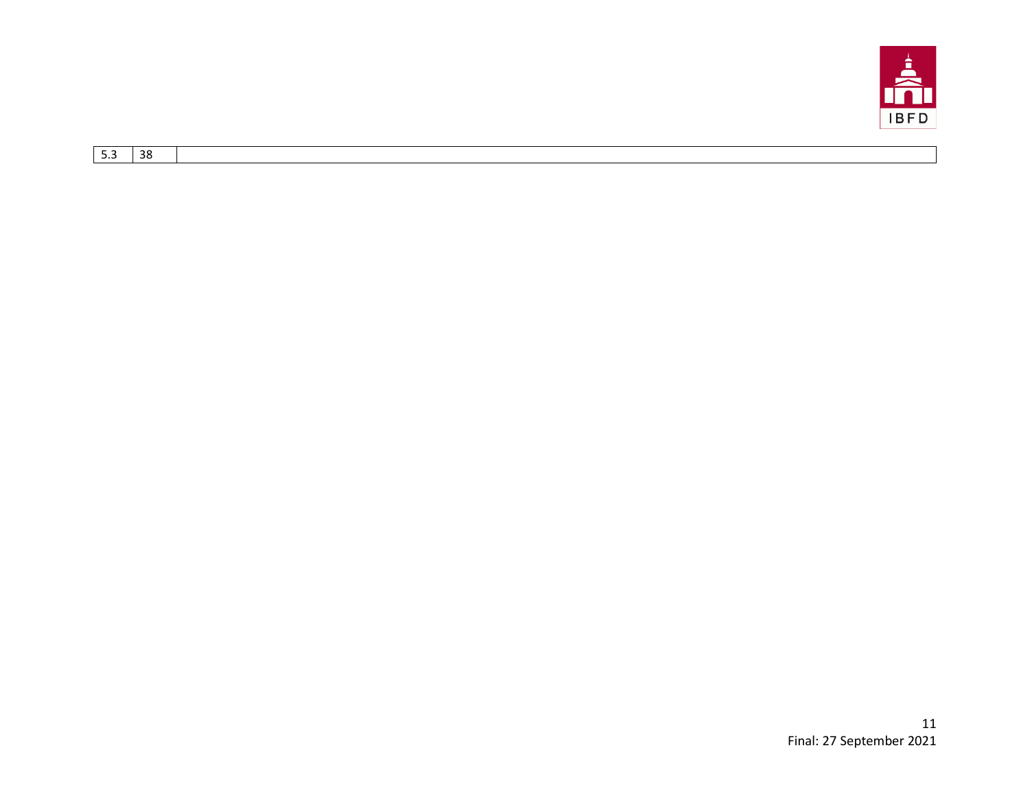| 5.3 | 38 | |
|---|---|---|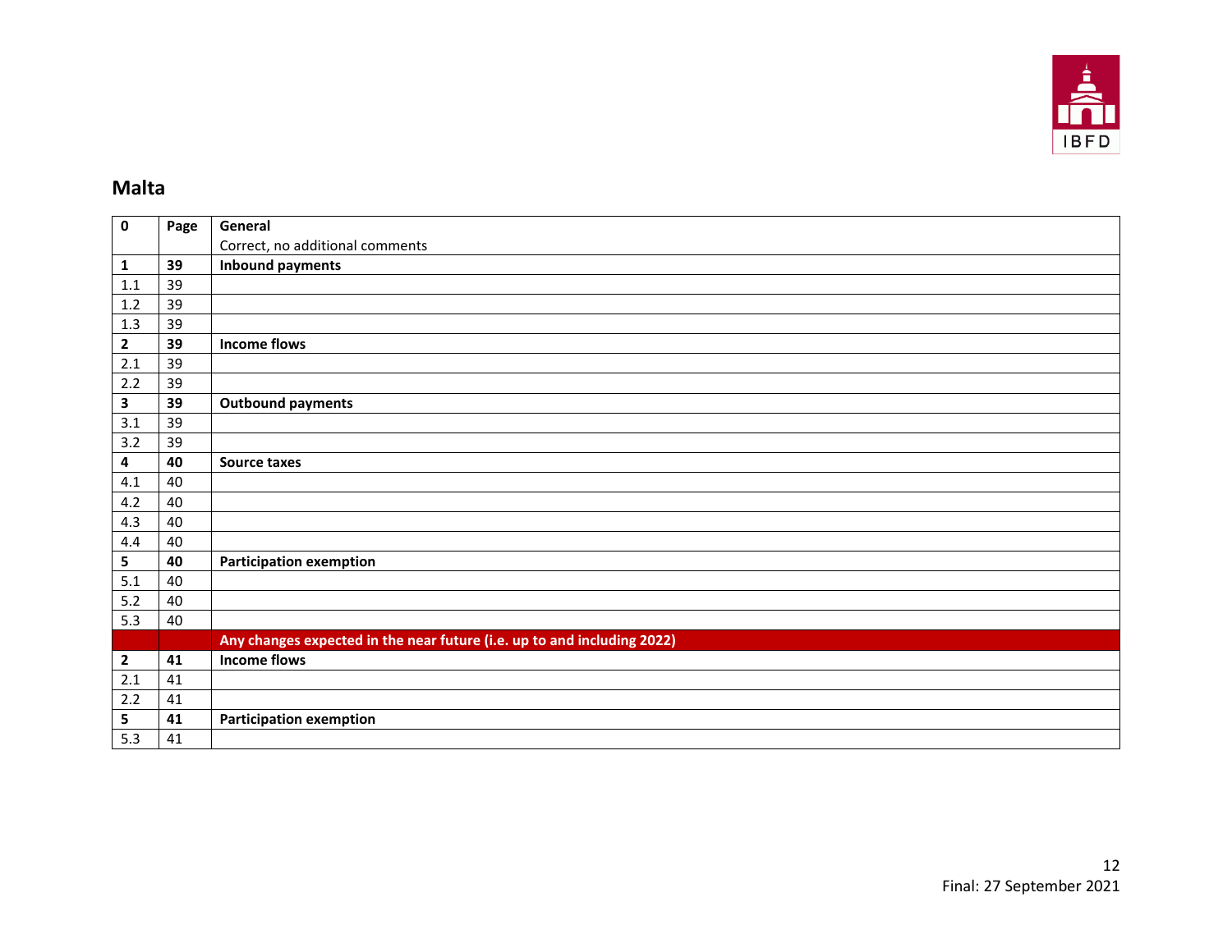## Malta

| 0 | Page | General<br>Correct, no additional comments |
|---|---|---|
| **1** | **39** | **Inbound payments** |
| 1.1 | 39 | |
| 1.2 | 39 | |
| 1.3 | 39 | |
| **2** | **39** | **Income flows** |
| 2.1 | 39 | |
| 2.2 | 39 | |
| **3** | **39** | **Outbound payments** |
| 3.1 | 39 | |
| 3.2 | 39 | |
| **4** | **40** | **Source taxes** |
| 4.1 | 40 | |
| 4.2 | 40 | |
| 4.3 | 40 | |
| 4.4 | 40 | |
| **5** | **40** | **Participation exemption** |
| 5.1 | 40 | |
| 5.2 | 40 | |
| 5.3 | 40 | |
| | | **Any changes expected in the near future (i.e. up to and including 2022)** |
| **2** | **41** | **Income flows** |
| 2.1 | 41 | |
| 2.2 | 41 | |
| **5** | **41** | **Participation exemption** |
| 5.3 | 41 | |

Final: 27 September 2021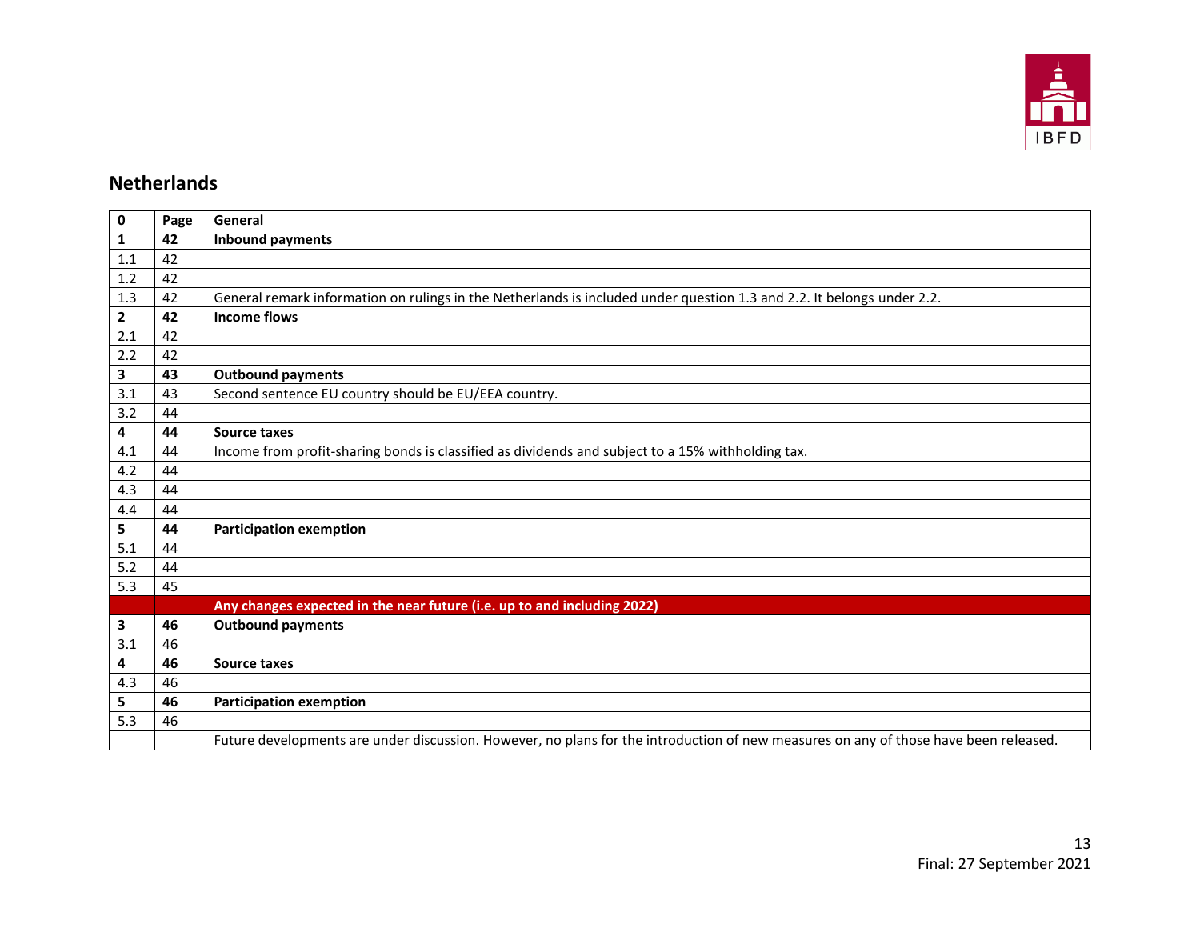## Netherlands

| 0 | Page | General |
|---|---|---|
| **1** | **42** | **Inbound payments** |
| 1.1 | 42 | |
| 1.2 | 42 | |
| 1.3 | 42 | General remark information on rulings in the Netherlands is included under question 1.3 and 2.2. It belongs under 2.2. |
| **2** | **42** | **Income flows** |
| 2.1 | 42 | |
| 2.2 | 42 | |
| **3** | **43** | **Outbound payments** |
| 3.1 | 43 | Second sentence EU country should be EU/EEA country. |
| 3.2 | 44 | |
| **4** | **44** | **Source taxes** |
| 4.1 | 44 | Income from profit-sharing bonds is classified as dividends and subject to a 15% withholding tax. |
| 4.2 | 44 | |
| 4.3 | 44 | |
| 4.4 | 44 | |
| **5** | **44** | **Participation exemption** |
| 5.1 | 44 | |
| 5.2 | 44 | |
| 5.3 | 45 | |
| | | **Any changes expected in the near future (i.e. up to and including 2022)** |
| **3** | **46** | **Outbound payments** |
| 3.1 | 46 | |
| **4** | **46** | **Source taxes** |
| 4.3 | 46 | |
| **5** | **46** | **Participation exemption** |
| 5.3 | 46 | |
| | | Future developments are under discussion. However, no plans for the introduction of new measures on any of those have been released. |

Final: 27 September 2021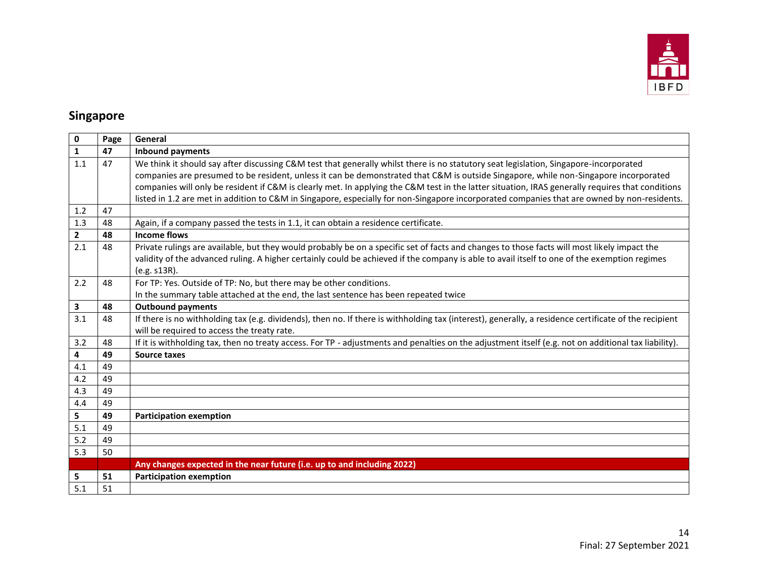## Singapore

| 0 | Page | General |
|---|---|---|
| **1** | **47** | **Inbound payments** |
| 1.1 | 47 | We think it should say after discussing C&M test that generally whilst there is no statutory seat legislation, Singapore-incorporated companies are presumed to be resident, unless it can be demonstrated that C&M is outside Singapore, while non-Singapore incorporated companies will only be resident if C&M is clearly met. In applying the C&M test in the latter situation, IRAS generally requires that conditions listed in 1.2 are met in addition to C&M in Singapore, especially for non-Singapore incorporated companies that are owned by non-residents. |
| 1.2 | 47 | |
| 1.3 | 48 | Again, if a company passed the tests in 1.1, it can obtain a residence certificate. |
| **2** | **48** | **Income flows** |
| 2.1 | 48 | Private rulings are available, but they would probably be on a specific set of facts and changes to those facts will most likely impact the validity of the advanced ruling. A higher certainly could be achieved if the company is able to avail itself to one of the exemption regimes (e.g. s13R). |
| 2.2 | 48 | For TP: Yes. Outside of TP: No, but there may be other conditions.<br>In the summary table attached at the end, the last sentence has been repeated twice |
| **3** | **48** | **Outbound payments** |
| 3.1 | 48 | If there is no withholding tax (e.g. dividends), then no. If there is withholding tax (interest), generally, a residence certificate of the recipient will be required to access the treaty rate. |
| 3.2 | 48 | If it is withholding tax, then no treaty access. For TP - adjustments and penalties on the adjustment itself (e.g. not on additional tax liability). |
| **4** | **49** | **Source taxes** |
| 4.1 | 49 | |
| 4.2 | 49 | |
| 4.3 | 49 | |
| 4.4 | 49 | |
| **5** | **49** | **Participation exemption** |
| 5.1 | 49 | |
| 5.2 | 49 | |
| 5.3 | 50 | |
| | | **Any changes expected in the near future (i.e. up to and including 2022)** |
| **5** | **51** | **Participation exemption** |
| 5.1 | 51 | |

Final: 27 September 2021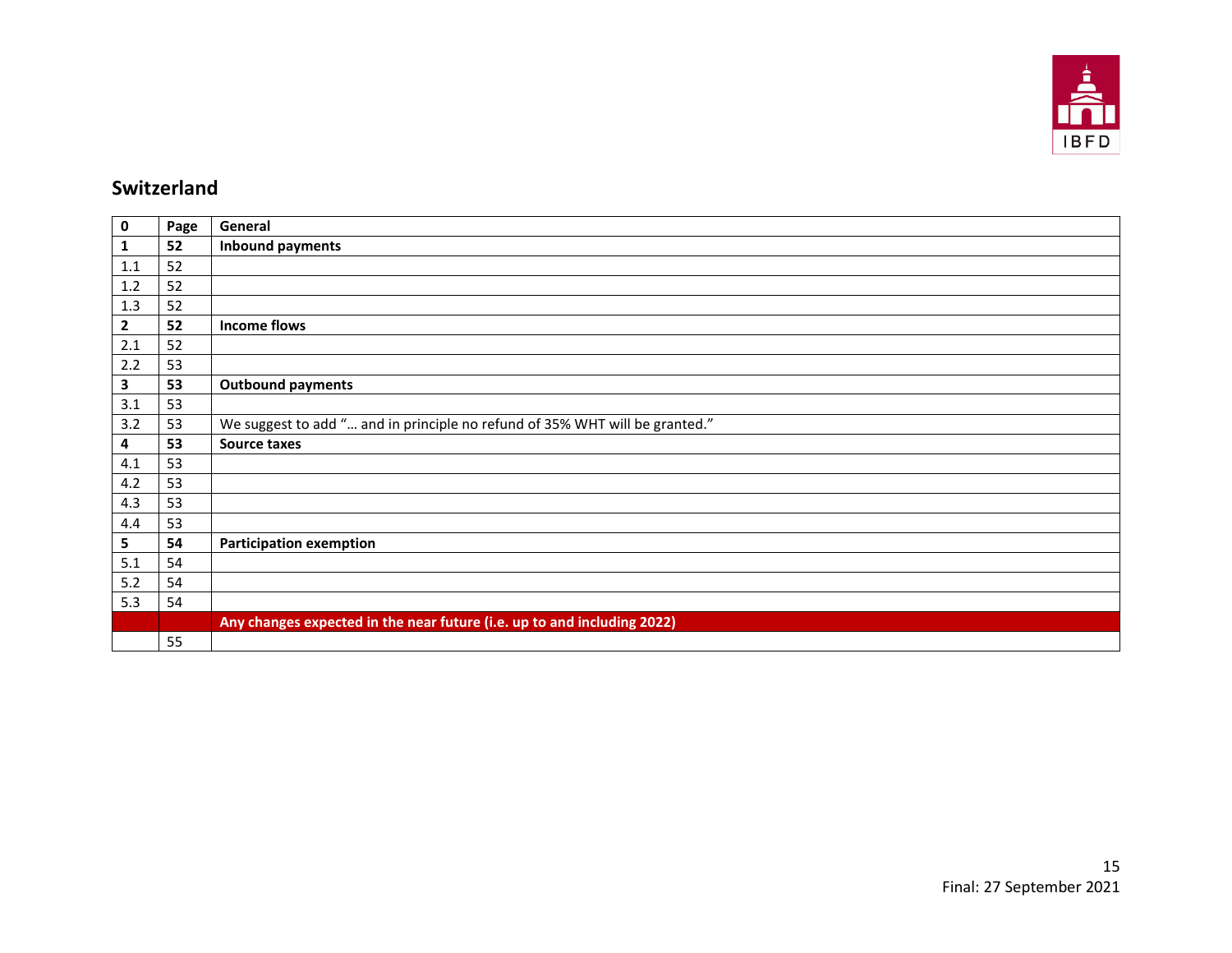## Switzerland

| 0 | Page | General |
|---|---|---|
| **1** | **52** | **Inbound payments** |
| 1.1 | 52 | |
| 1.2 | 52 | |
| 1.3 | 52 | |
| **2** | **52** | **Income flows** |
| 2.1 | 52 | |
| 2.2 | 53 | |
| **3** | **53** | **Outbound payments** |
| 3.1 | 53 | |
| 3.2 | 53 | We suggest to add "… and in principle no refund of 35% WHT will be granted." |
| **4** | **53** | **Source taxes** |
| 4.1 | 53 | |
| 4.2 | 53 | |
| 4.3 | 53 | |
| 4.4 | 53 | |
| **5** | **54** | **Participation exemption** |
| 5.1 | 54 | |
| 5.2 | 54 | |
| 5.3 | 54 | |
| | | **Any changes expected in the near future (i.e. up to and including 2022)** |
| | 55 | |

Final: 27 September 2021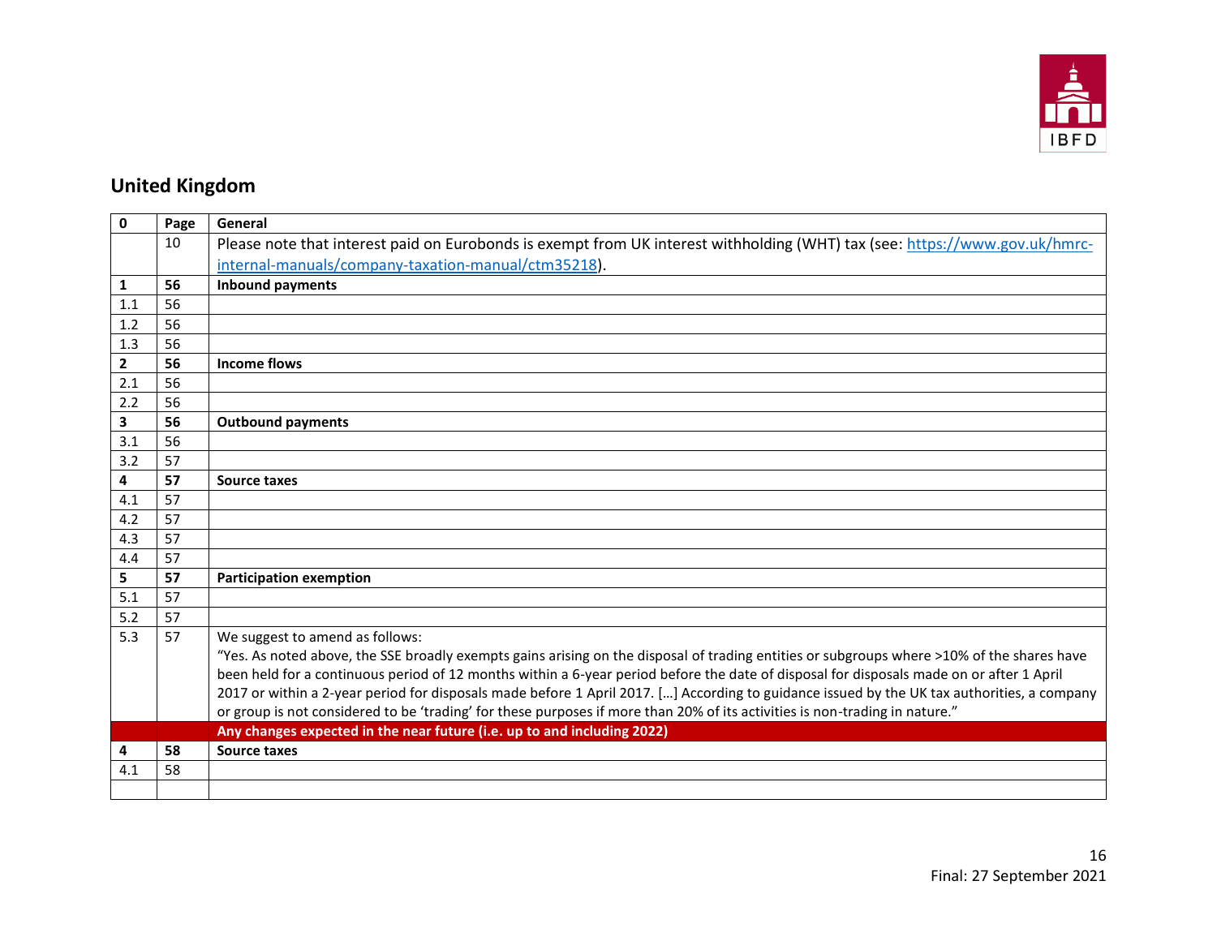## United Kingdom

| 0 | Page | General |
|---|---|---|
| | 10 | Please note that interest paid on Eurobonds is exempt from UK interest withholding (WHT) tax (see: https://www.gov.uk/hmrc-internal-manuals/company-taxation-manual/ctm35218). |
| **1** | **56** | **Inbound payments** |
| 1.1 | 56 | |
| 1.2 | 56 | |
| 1.3 | 56 | |
| **2** | **56** | **Income flows** |
| 2.1 | 56 | |
| 2.2 | 56 | |
| **3** | **56** | **Outbound payments** |
| 3.1 | 56 | |
| 3.2 | 57 | |
| **4** | **57** | **Source taxes** |
| 4.1 | 57 | |
| 4.2 | 57 | |
| 4.3 | 57 | |
| 4.4 | 57 | |
| **5** | **57** | **Participation exemption** |
| 5.1 | 57 | |
| 5.2 | 57 | |
| 5.3 | 57 | We suggest to amend as follows: "Yes. As noted above, the SSE broadly exempts gains arising on the disposal of trading entities or subgroups where >10% of the shares have been held for a continuous period of 12 months within a 6-year period before the date of disposal for disposals made on or after 1 April 2017 or within a 2-year period for disposals made before 1 April 2017. […] According to guidance issued by the UK tax authorities, a company or group is not considered to be 'trading' for these purposes if more than 20% of its activities is non-trading in nature." |
| | | **Any changes expected in the near future (i.e. up to and including 2022)** |
| **4** | **58** | **Source taxes** |
| 4.1 | 58 | |
| | | |

Final: 27 September 2021